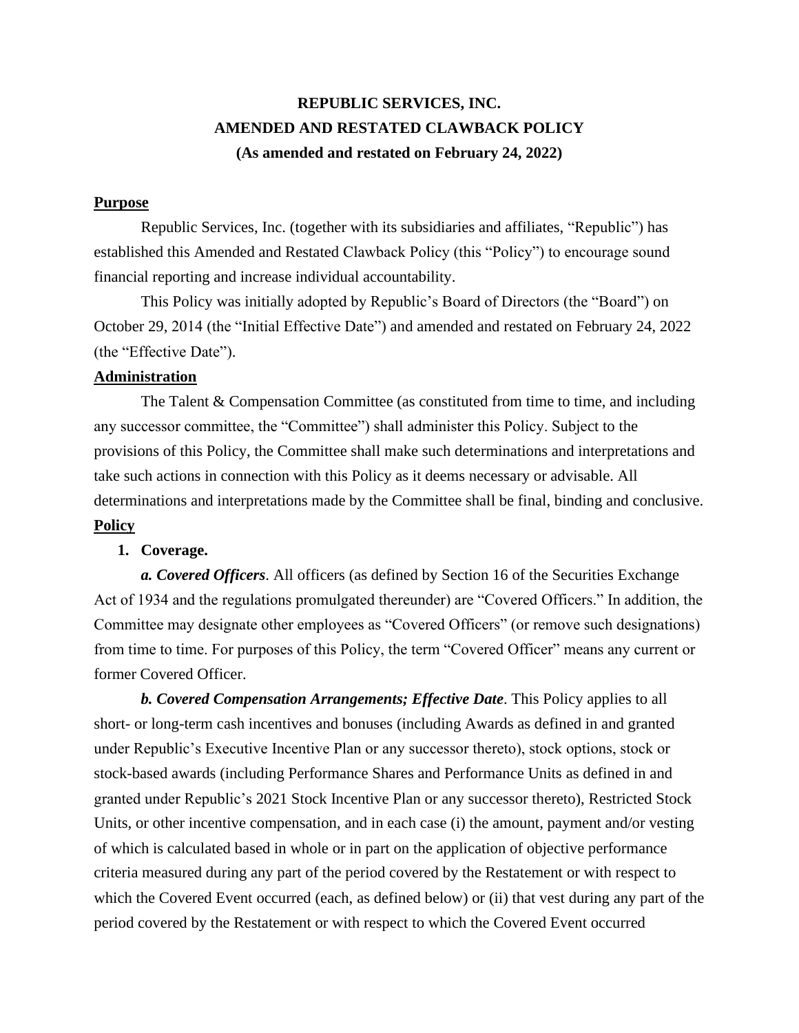**REPUBLIC SERVICES, INC.**
**AMENDED AND RESTATED CLAWBACK POLICY**
**(As amended and restated on February 24, 2022)**

## Purpose

Republic Services, Inc. (together with its subsidiaries and affiliates, "Republic") has established this Amended and Restated Clawback Policy (this "Policy") to encourage sound financial reporting and increase individual accountability.

This Policy was initially adopted by Republic's Board of Directors (the "Board") on October 29, 2014 (the "Initial Effective Date") and amended and restated on February 24, 2022 (the "Effective Date").

## Administration

The Talent & Compensation Committee (as constituted from time to time, and including any successor committee, the "Committee") shall administer this Policy. Subject to the provisions of this Policy, the Committee shall make such determinations and interpretations and take such actions in connection with this Policy as it deems necessary or advisable. All determinations and interpretations made by the Committee shall be final, binding and conclusive.

## Policy

**1. Coverage.**

***a. Covered Officers***. All officers (as defined by Section 16 of the Securities Exchange Act of 1934 and the regulations promulgated thereunder) are "Covered Officers." In addition, the Committee may designate other employees as "Covered Officers" (or remove such designations) from time to time. For purposes of this Policy, the term "Covered Officer" means any current or former Covered Officer.

***b. Covered Compensation Arrangements; Effective Date***. This Policy applies to all short- or long-term cash incentives and bonuses (including Awards as defined in and granted under Republic's Executive Incentive Plan or any successor thereto), stock options, stock or stock-based awards (including Performance Shares and Performance Units as defined in and granted under Republic's 2021 Stock Incentive Plan or any successor thereto), Restricted Stock Units, or other incentive compensation, and in each case (i) the amount, payment and/or vesting of which is calculated based in whole or in part on the application of objective performance criteria measured during any part of the period covered by the Restatement or with respect to which the Covered Event occurred (each, as defined below) or (ii) that vest during any part of the period covered by the Restatement or with respect to which the Covered Event occurred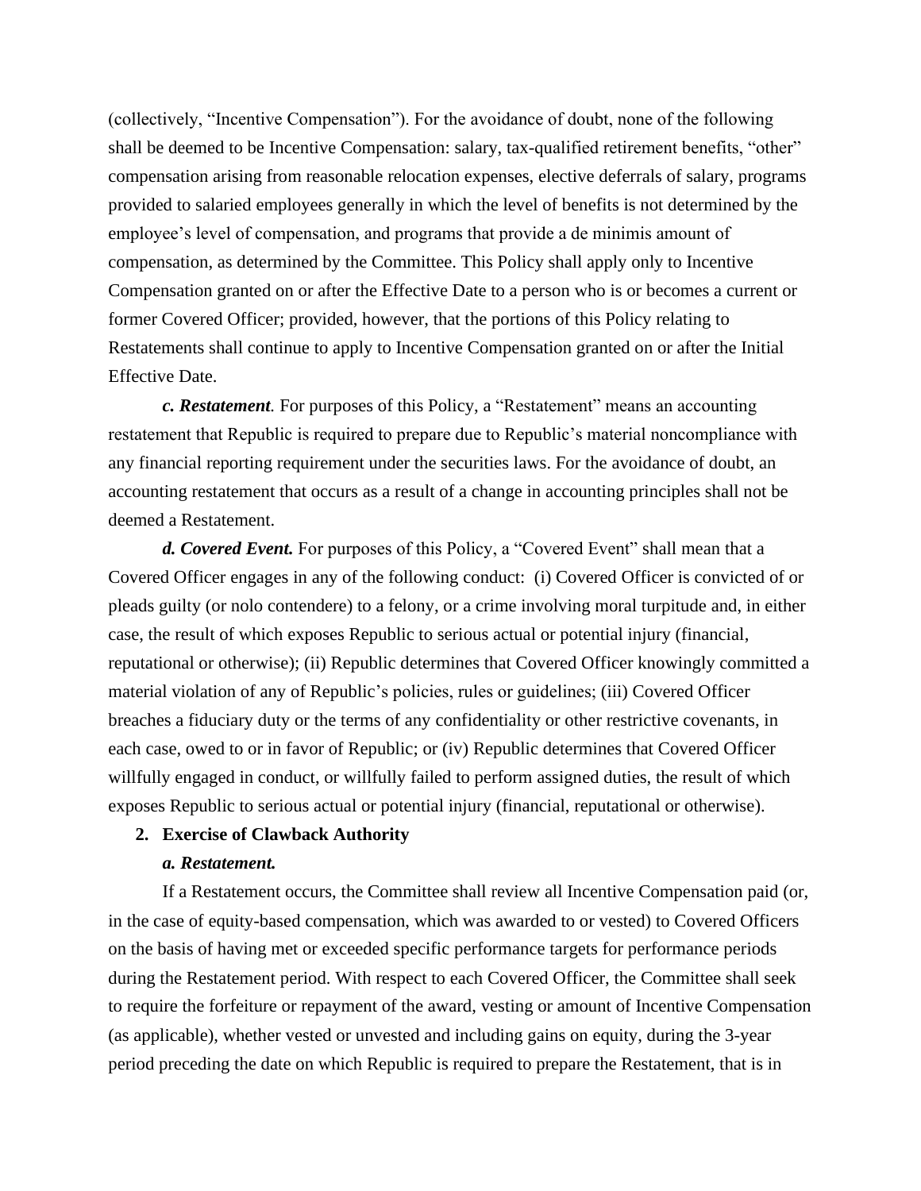(collectively, "Incentive Compensation"). For the avoidance of doubt, none of the following shall be deemed to be Incentive Compensation: salary, tax-qualified retirement benefits, "other" compensation arising from reasonable relocation expenses, elective deferrals of salary, programs provided to salaried employees generally in which the level of benefits is not determined by the employee's level of compensation, and programs that provide a de minimis amount of compensation, as determined by the Committee. This Policy shall apply only to Incentive Compensation granted on or after the Effective Date to a person who is or becomes a current or former Covered Officer; provided, however, that the portions of this Policy relating to Restatements shall continue to apply to Incentive Compensation granted on or after the Initial Effective Date.

***c. Restatement****.* For purposes of this Policy, a "Restatement" means an accounting restatement that Republic is required to prepare due to Republic's material noncompliance with any financial reporting requirement under the securities laws. For the avoidance of doubt, an accounting restatement that occurs as a result of a change in accounting principles shall not be deemed a Restatement.

***d. Covered Event.*** For purposes of this Policy, a "Covered Event" shall mean that a Covered Officer engages in any of the following conduct: (i) Covered Officer is convicted of or pleads guilty (or nolo contendere) to a felony, or a crime involving moral turpitude and, in either case, the result of which exposes Republic to serious actual or potential injury (financial, reputational or otherwise); (ii) Republic determines that Covered Officer knowingly committed a material violation of any of Republic's policies, rules or guidelines; (iii) Covered Officer breaches a fiduciary duty or the terms of any confidentiality or other restrictive covenants, in each case, owed to or in favor of Republic; or (iv) Republic determines that Covered Officer willfully engaged in conduct, or willfully failed to perform assigned duties, the result of which exposes Republic to serious actual or potential injury (financial, reputational or otherwise).

2. **Exercise of Clawback Authority**

***a. Restatement.***

If a Restatement occurs, the Committee shall review all Incentive Compensation paid (or, in the case of equity-based compensation, which was awarded to or vested) to Covered Officers on the basis of having met or exceeded specific performance targets for performance periods during the Restatement period. With respect to each Covered Officer, the Committee shall seek to require the forfeiture or repayment of the award, vesting or amount of Incentive Compensation (as applicable), whether vested or unvested and including gains on equity, during the 3-year period preceding the date on which Republic is required to prepare the Restatement, that is in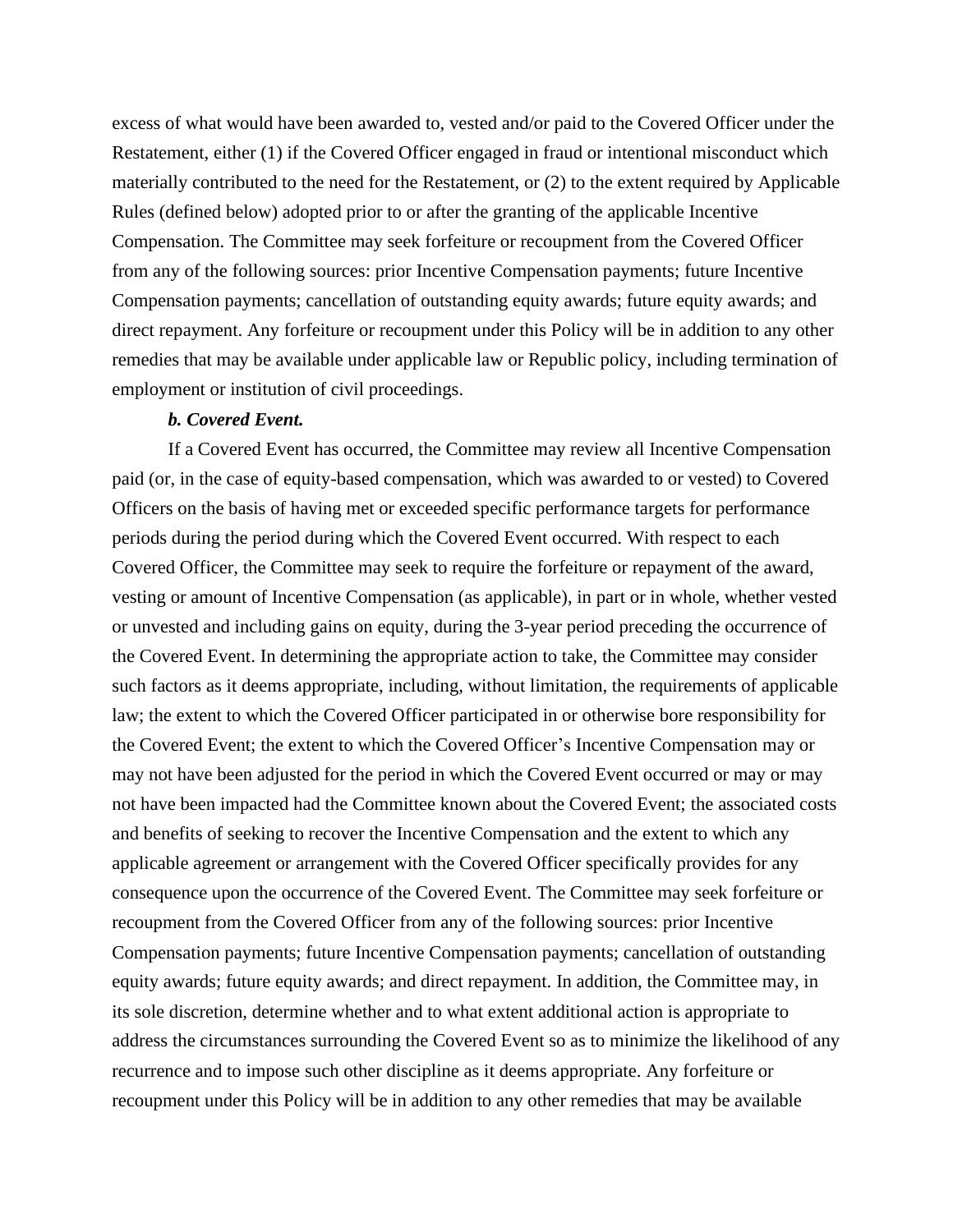excess of what would have been awarded to, vested and/or paid to the Covered Officer under the Restatement, either (1) if the Covered Officer engaged in fraud or intentional misconduct which materially contributed to the need for the Restatement, or (2) to the extent required by Applicable Rules (defined below) adopted prior to or after the granting of the applicable Incentive Compensation. The Committee may seek forfeiture or recoupment from the Covered Officer from any of the following sources: prior Incentive Compensation payments; future Incentive Compensation payments; cancellation of outstanding equity awards; future equity awards; and direct repayment. Any forfeiture or recoupment under this Policy will be in addition to any other remedies that may be available under applicable law or Republic policy, including termination of employment or institution of civil proceedings.

***b. Covered Event.***

If a Covered Event has occurred, the Committee may review all Incentive Compensation paid (or, in the case of equity-based compensation, which was awarded to or vested) to Covered Officers on the basis of having met or exceeded specific performance targets for performance periods during the period during which the Covered Event occurred. With respect to each Covered Officer, the Committee may seek to require the forfeiture or repayment of the award, vesting or amount of Incentive Compensation (as applicable), in part or in whole, whether vested or unvested and including gains on equity, during the 3-year period preceding the occurrence of the Covered Event. In determining the appropriate action to take, the Committee may consider such factors as it deems appropriate, including, without limitation, the requirements of applicable law; the extent to which the Covered Officer participated in or otherwise bore responsibility for the Covered Event; the extent to which the Covered Officer's Incentive Compensation may or may not have been adjusted for the period in which the Covered Event occurred or may or may not have been impacted had the Committee known about the Covered Event; the associated costs and benefits of seeking to recover the Incentive Compensation and the extent to which any applicable agreement or arrangement with the Covered Officer specifically provides for any consequence upon the occurrence of the Covered Event. The Committee may seek forfeiture or recoupment from the Covered Officer from any of the following sources: prior Incentive Compensation payments; future Incentive Compensation payments; cancellation of outstanding equity awards; future equity awards; and direct repayment. In addition, the Committee may, in its sole discretion, determine whether and to what extent additional action is appropriate to address the circumstances surrounding the Covered Event so as to minimize the likelihood of any recurrence and to impose such other discipline as it deems appropriate. Any forfeiture or recoupment under this Policy will be in addition to any other remedies that may be available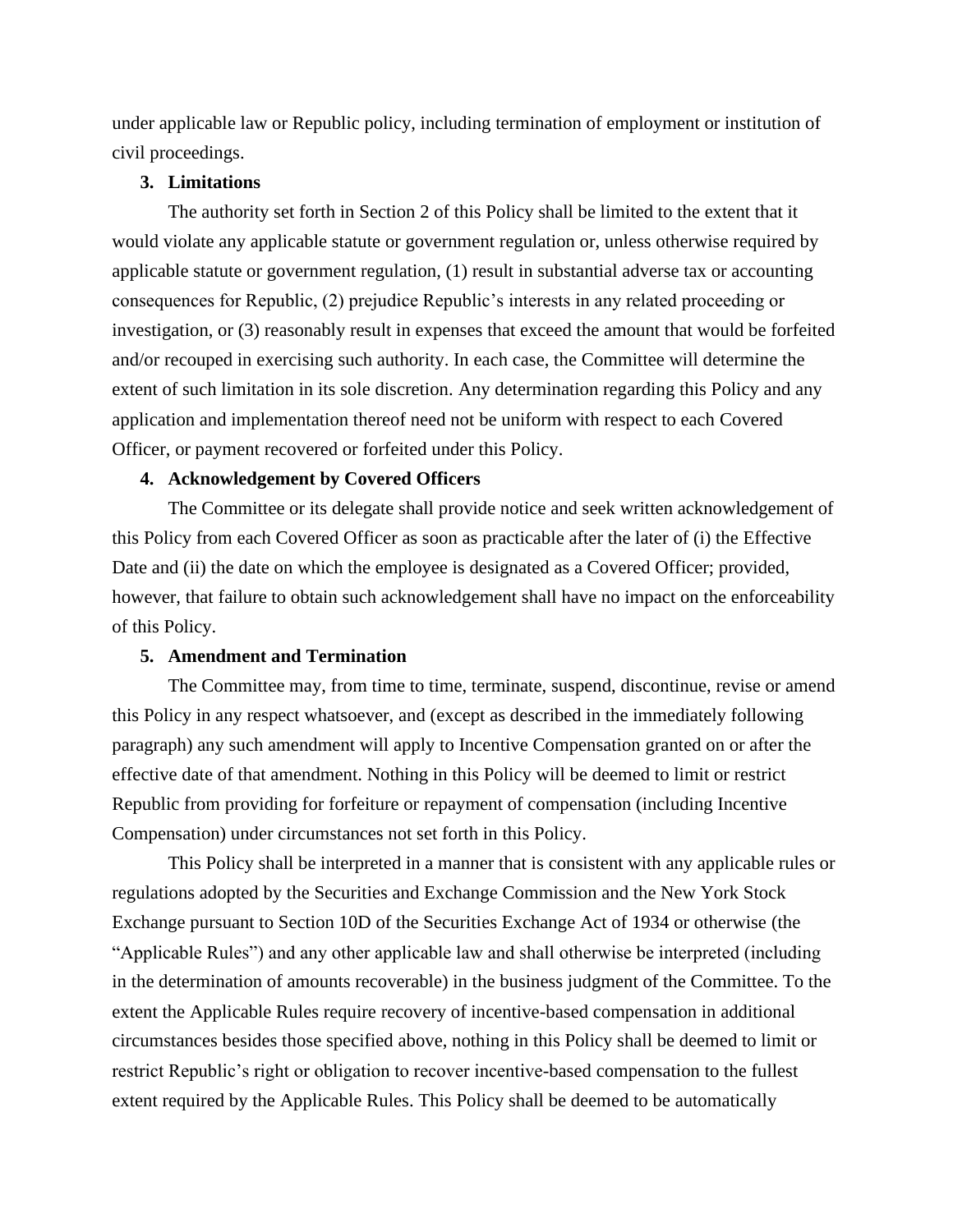under applicable law or Republic policy, including termination of employment or institution of civil proceedings.

### 3. Limitations

The authority set forth in Section 2 of this Policy shall be limited to the extent that it would violate any applicable statute or government regulation or, unless otherwise required by applicable statute or government regulation, (1) result in substantial adverse tax or accounting consequences for Republic, (2) prejudice Republic's interests in any related proceeding or investigation, or (3) reasonably result in expenses that exceed the amount that would be forfeited and/or recouped in exercising such authority. In each case, the Committee will determine the extent of such limitation in its sole discretion. Any determination regarding this Policy and any application and implementation thereof need not be uniform with respect to each Covered Officer, or payment recovered or forfeited under this Policy.

### 4. Acknowledgement by Covered Officers

The Committee or its delegate shall provide notice and seek written acknowledgement of this Policy from each Covered Officer as soon as practicable after the later of (i) the Effective Date and (ii) the date on which the employee is designated as a Covered Officer; provided, however, that failure to obtain such acknowledgement shall have no impact on the enforceability of this Policy.

### 5. Amendment and Termination

The Committee may, from time to time, terminate, suspend, discontinue, revise or amend this Policy in any respect whatsoever, and (except as described in the immediately following paragraph) any such amendment will apply to Incentive Compensation granted on or after the effective date of that amendment. Nothing in this Policy will be deemed to limit or restrict Republic from providing for forfeiture or repayment of compensation (including Incentive Compensation) under circumstances not set forth in this Policy.

This Policy shall be interpreted in a manner that is consistent with any applicable rules or regulations adopted by the Securities and Exchange Commission and the New York Stock Exchange pursuant to Section 10D of the Securities Exchange Act of 1934 or otherwise (the "Applicable Rules") and any other applicable law and shall otherwise be interpreted (including in the determination of amounts recoverable) in the business judgment of the Committee. To the extent the Applicable Rules require recovery of incentive-based compensation in additional circumstances besides those specified above, nothing in this Policy shall be deemed to limit or restrict Republic's right or obligation to recover incentive-based compensation to the fullest extent required by the Applicable Rules. This Policy shall be deemed to be automatically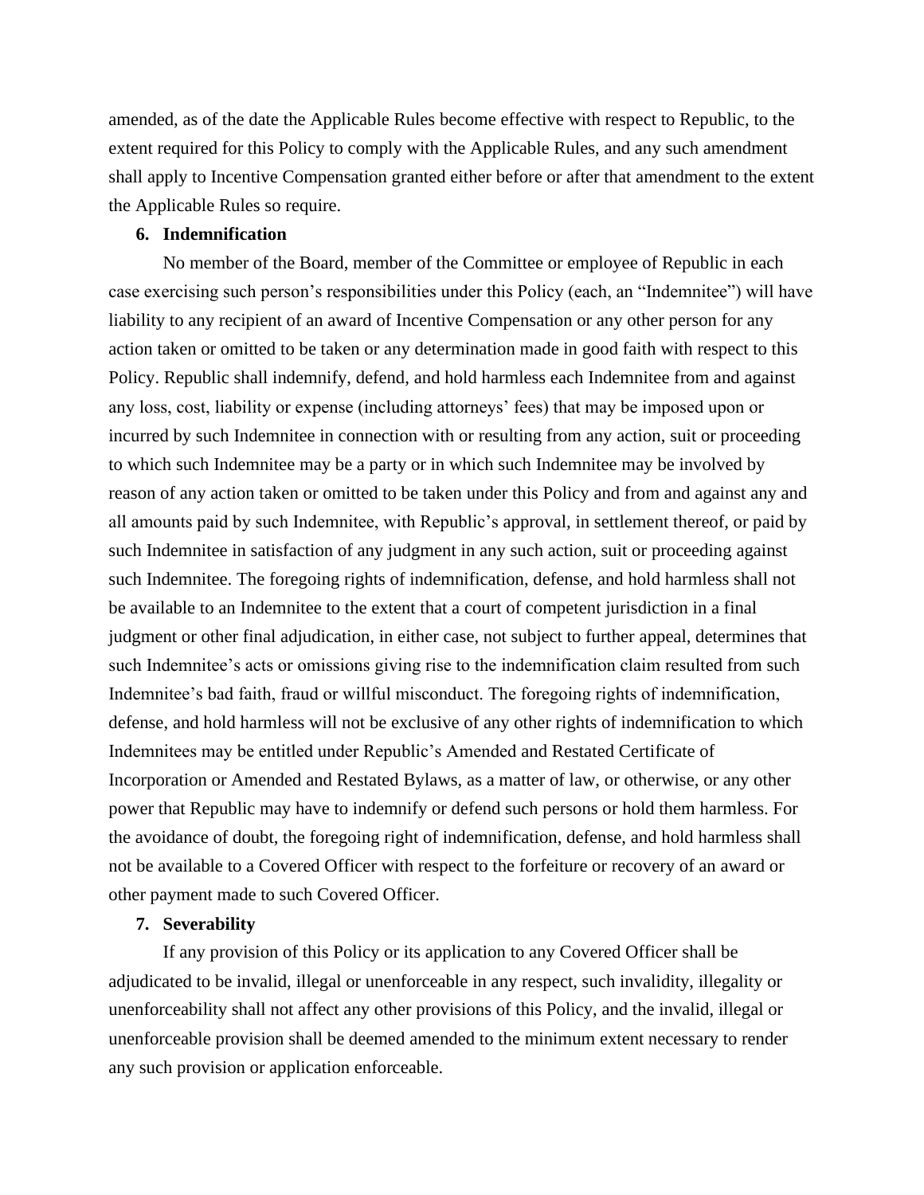amended, as of the date the Applicable Rules become effective with respect to Republic, to the extent required for this Policy to comply with the Applicable Rules, and any such amendment shall apply to Incentive Compensation granted either before or after that amendment to the extent the Applicable Rules so require.

**6. Indemnification**

No member of the Board, member of the Committee or employee of Republic in each case exercising such person's responsibilities under this Policy (each, an "Indemnitee") will have liability to any recipient of an award of Incentive Compensation or any other person for any action taken or omitted to be taken or any determination made in good faith with respect to this Policy. Republic shall indemnify, defend, and hold harmless each Indemnitee from and against any loss, cost, liability or expense (including attorneys' fees) that may be imposed upon or incurred by such Indemnitee in connection with or resulting from any action, suit or proceeding to which such Indemnitee may be a party or in which such Indemnitee may be involved by reason of any action taken or omitted to be taken under this Policy and from and against any and all amounts paid by such Indemnitee, with Republic's approval, in settlement thereof, or paid by such Indemnitee in satisfaction of any judgment in any such action, suit or proceeding against such Indemnitee. The foregoing rights of indemnification, defense, and hold harmless shall not be available to an Indemnitee to the extent that a court of competent jurisdiction in a final judgment or other final adjudication, in either case, not subject to further appeal, determines that such Indemnitee's acts or omissions giving rise to the indemnification claim resulted from such Indemnitee's bad faith, fraud or willful misconduct. The foregoing rights of indemnification, defense, and hold harmless will not be exclusive of any other rights of indemnification to which Indemnitees may be entitled under Republic's Amended and Restated Certificate of Incorporation or Amended and Restated Bylaws, as a matter of law, or otherwise, or any other power that Republic may have to indemnify or defend such persons or hold them harmless. For the avoidance of doubt, the foregoing right of indemnification, defense, and hold harmless shall not be available to a Covered Officer with respect to the forfeiture or recovery of an award or other payment made to such Covered Officer.

**7. Severability**

If any provision of this Policy or its application to any Covered Officer shall be adjudicated to be invalid, illegal or unenforceable in any respect, such invalidity, illegality or unenforceability shall not affect any other provisions of this Policy, and the invalid, illegal or unenforceable provision shall be deemed amended to the minimum extent necessary to render any such provision or application enforceable.